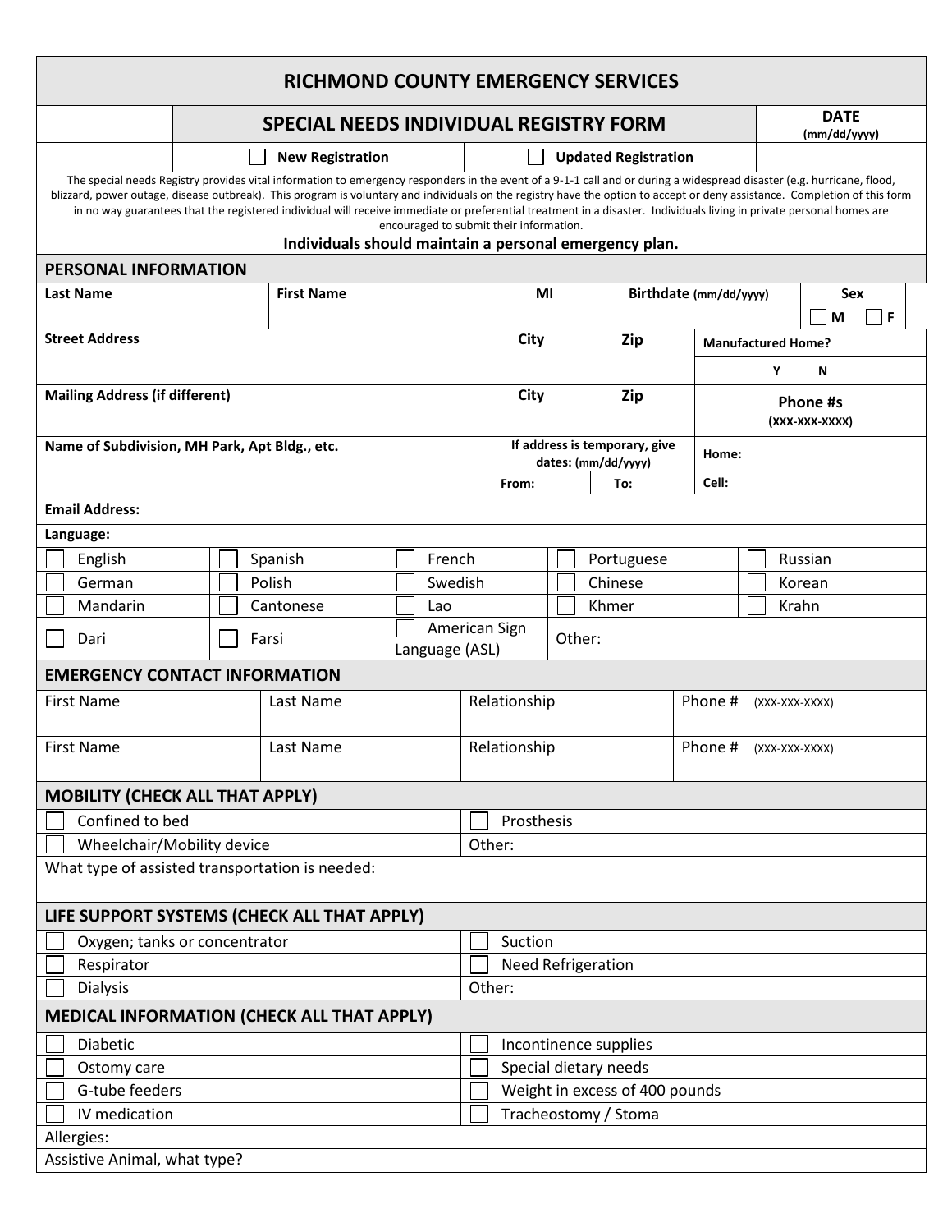# RICHMOND COUNTY EMERGENCY SERVICES

## SPECIAL NEEDS INDIVIDUAL REGISTRY FORM

**DATE** (mm/dd/yyyy)

☐ **New Registration** ☐ **Updated Registration**

The special needs Registry provides vital information to emergency responders in the event of a 9-1-1 call and or during a widespread disaster (e.g. hurricane, flood, blizzard, power outage, disease outbreak). This program is voluntary and individuals on the registry have the option to accept or deny assistance. Completion of this form in no way guarantees that the registered individual will receive immediate or preferential treatment in a disaster. Individuals living in private personal homes are encouraged to submit their information.

**Individuals should maintain a personal emergency plan.**

## PERSONAL INFORMATION

| Last Name | First Name | MI | Birthdate (mm/dd/yyyy) | Sex ☐ M ☐ F |
|---|---|---|---|---|
| | | | | |

| Street Address | City | Zip | Manufactured Home? Y N |
|---|---|---|---|
| | | | |

| Mailing Address (if different) | City | Zip | Phone #s (XXX-XXX-XXXX) |
|---|---|---|---|
| | | | |

| Name of Subdivision, MH Park, Apt Bldg., etc. | If address is temporary, give dates: (mm/dd/yyyy) From: | To: | Home: Cell: |
|---|---|---|---|
| | | | |

**Email Address:**

**Language:**

| | | | | |
|---|---|---|---|---|
| ☐ English | ☐ Spanish | ☐ French | ☐ Portuguese | ☐ Russian |
| ☐ German | ☐ Polish | ☐ Swedish | ☐ Chinese | ☐ Korean |
| ☐ Mandarin | ☐ Cantonese | ☐ Lao | ☐ Khmer | ☐ Krahn |
| ☐ Dari | ☐ Farsi | ☐ American Sign Language (ASL) | Other: | |

## EMERGENCY CONTACT INFORMATION

| First Name | Last Name | Relationship | Phone # (XXX-XXX-XXXX) |
|---|---|---|---|
| First Name | Last Name | Relationship | Phone # (XXX-XXX-XXXX) |

## MOBILITY (CHECK ALL THAT APPLY)

| | |
|---|---|
| ☐ Confined to bed | ☐ Prosthesis |
| ☐ Wheelchair/Mobility device | Other: |

What type of assisted transportation is needed:

## LIFE SUPPORT SYSTEMS (CHECK ALL THAT APPLY)

| | |
|---|---|
| ☐ Oxygen; tanks or concentrator | ☐ Suction |
| ☐ Respirator | ☐ Need Refrigeration |
| ☐ Dialysis | Other: |

## MEDICAL INFORMATION (CHECK ALL THAT APPLY)

| | |
|---|---|
| ☐ Diabetic | ☐ Incontinence supplies |
| ☐ Ostomy care | ☐ Special dietary needs |
| ☐ G-tube feeders | ☐ Weight in excess of 400 pounds |
| ☐ IV medication | ☐ Tracheostomy / Stoma |

Allergies:

Assistive Animal, what type?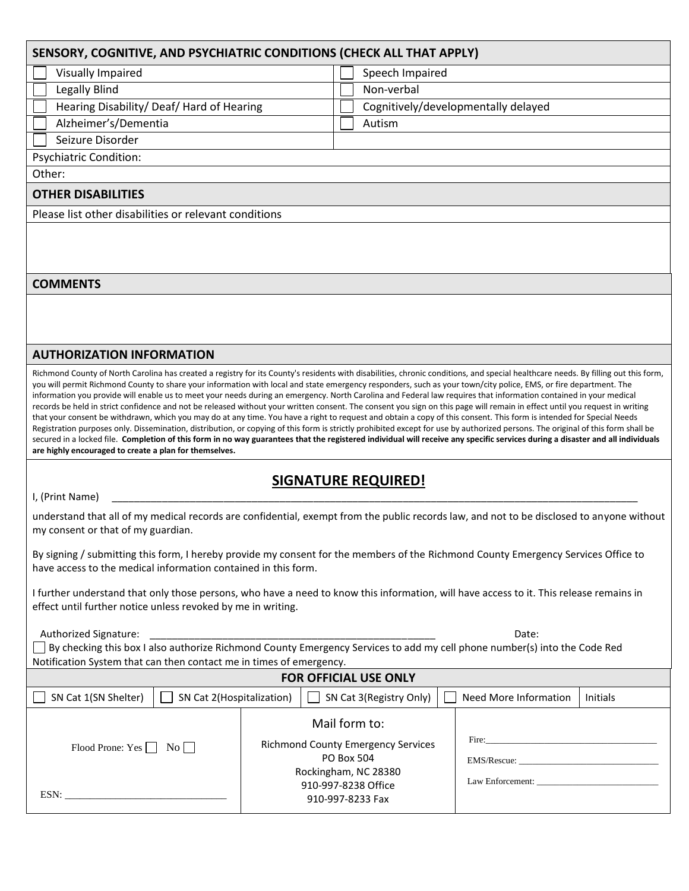## SENSORY, COGNITIVE, AND PSYCHIATRIC CONDITIONS (CHECK ALL THAT APPLY)

| | |
|---|---|
| ☐ Visually Impaired | ☐ Speech Impaired |
| ☐ Legally Blind | ☐ Non-verbal |
| ☐ Hearing Disability/ Deaf/ Hard of Hearing | ☐ Cognitively/developmentally delayed |
| ☐ Alzheimer's/Dementia | ☐ Autism |
| ☐ Seizure Disorder | |

Psychiatric Condition:

Other:

## OTHER DISABILITIES

Please list other disabilities or relevant conditions

## COMMENTS

## AUTHORIZATION INFORMATION

Richmond County of North Carolina has created a registry for its County's residents with disabilities, chronic conditions, and special healthcare needs. By filling out this form, you will permit Richmond County to share your information with local and state emergency responders, such as your town/city police, EMS, or fire department. The information you provide will enable us to meet your needs during an emergency. North Carolina and Federal law requires that information contained in your medical records be held in strict confidence and not be released without your written consent. The consent you sign on this page will remain in effect until you request in writing that your consent be withdrawn, which you may do at any time. You have a right to request and obtain a copy of this consent. This form is intended for Special Needs Registration purposes only. Dissemination, distribution, or copying of this form is strictly prohibited except for use by authorized persons. The original of this form shall be secured in a locked file. **Completion of this form in no way guarantees that the registered individual will receive any specific services during a disaster and all individuals are highly encouraged to create a plan for themselves.**

## SIGNATURE REQUIRED!

I, (Print Name) ______________________________________________________________________________

understand that all of my medical records are confidential, exempt from the public records law, and not to be disclosed to anyone without my consent or that of my guardian.

By signing / submitting this form, I hereby provide my consent for the members of the Richmond County Emergency Services Office to have access to the medical information contained in this form.

I further understand that only those persons, who have a need to know this information, will have access to it. This release remains in effect until further notice unless revoked by me in writing.

Authorized Signature: ___________________________________________________ Date:

☐ By checking this box I also authorize Richmond County Emergency Services to add my cell phone number(s) into the Code Red Notification System that can then contact me in times of emergency.

## FOR OFFICIAL USE ONLY

| | | | | |
|---|---|---|---|---|
| ☐ SN Cat 1(SN Shelter) | ☐ SN Cat 2(Hospitalization) | ☐ SN Cat 3(Registry Only) | ☐ Need More Information | Initials |

| | | |
|---|---|---|
| Flood Prone: Yes ☐ No ☐<br><br>ESN: ______________________________ | Mail form to:<br>Richmond County Emergency Services<br>PO Box 504<br>Rockingham, NC 28380<br>910-997-8238 Office<br>910-997-8233 Fax | Fire: ________________________________<br>EMS/Rescue: __________________________<br>Law Enforcement: ______________________ |